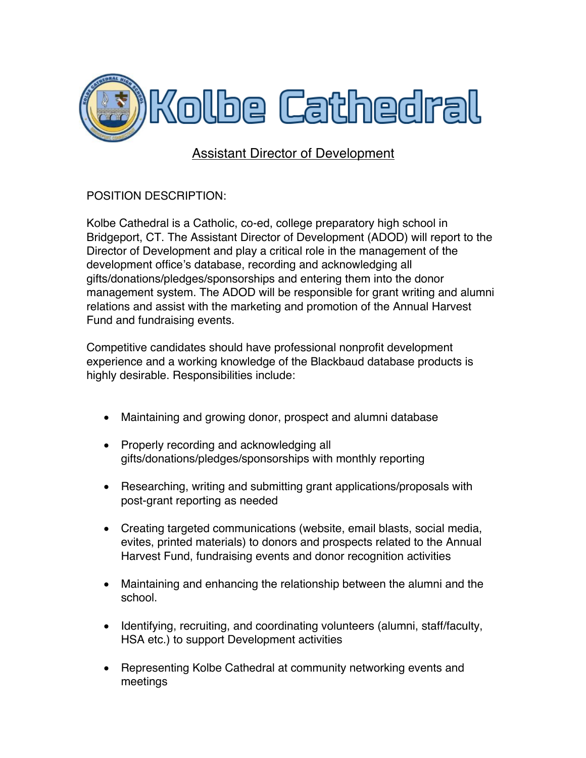# Kolbe Cathedral

## Assistant Director of Development

POSITION DESCRIPTION:

Kolbe Cathedral is a Catholic, co-ed, college preparatory high school in Bridgeport, CT. The Assistant Director of Development (ADOD) will report to the Director of Development and play a critical role in the management of the development office's database, recording and acknowledging all gifts/donations/pledges/sponsorships and entering them into the donor management system. The ADOD will be responsible for grant writing and alumni relations and assist with the marketing and promotion of the Annual Harvest Fund and fundraising events.

Competitive candidates should have professional nonprofit development experience and a working knowledge of the Blackbaud database products is highly desirable. Responsibilities include:

- Maintaining and growing donor, prospect and alumni database
- Properly recording and acknowledging all gifts/donations/pledges/sponsorships with monthly reporting
- Researching, writing and submitting grant applications/proposals with post-grant reporting as needed
- Creating targeted communications (website, email blasts, social media, evites, printed materials) to donors and prospects related to the Annual Harvest Fund, fundraising events and donor recognition activities
- Maintaining and enhancing the relationship between the alumni and the school.
- Identifying, recruiting, and coordinating volunteers (alumni, staff/faculty, HSA etc.) to support Development activities
- Representing Kolbe Cathedral at community networking events and meetings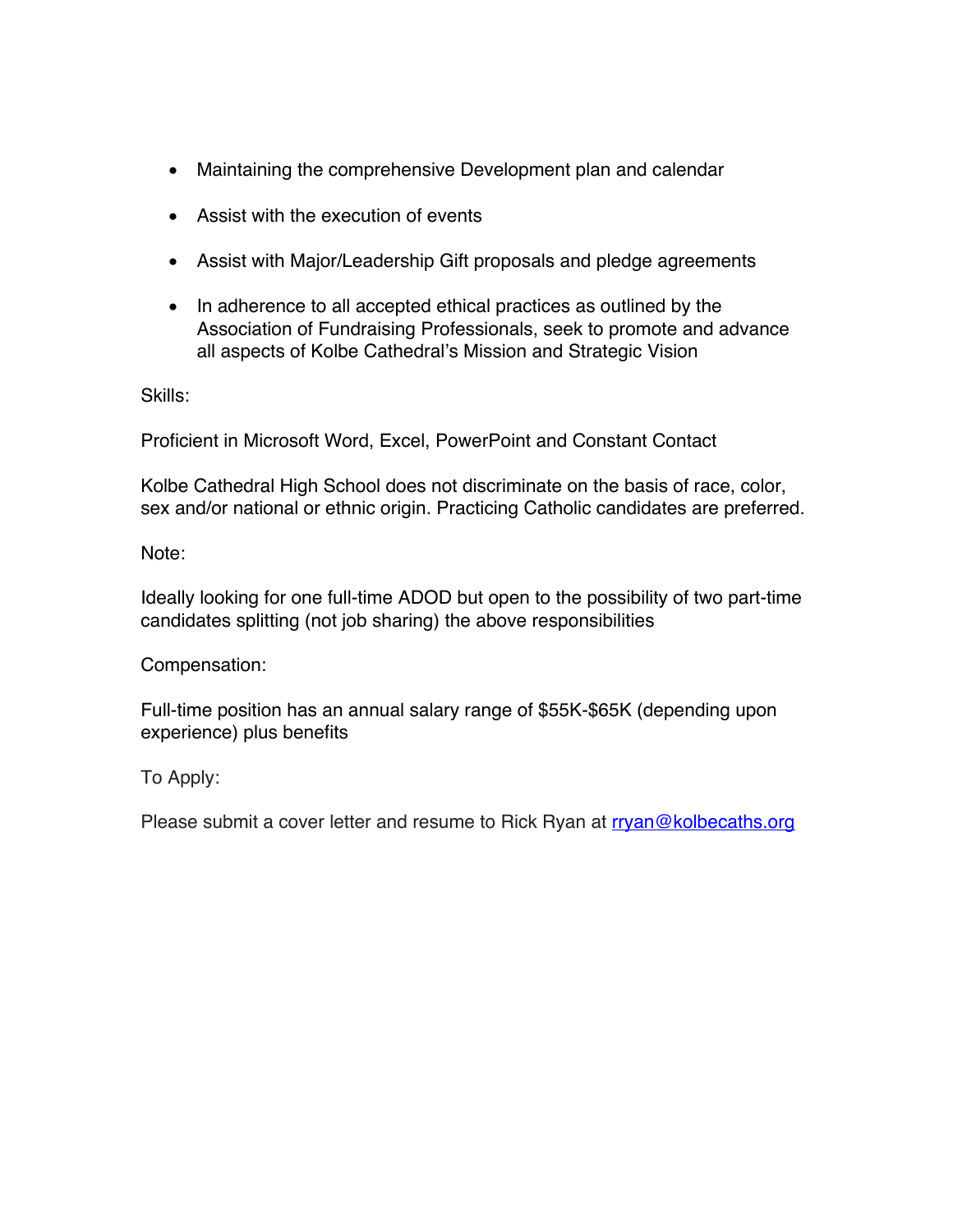- Maintaining the comprehensive Development plan and calendar
- Assist with the execution of events
- Assist with Major/Leadership Gift proposals and pledge agreements
- In adherence to all accepted ethical practices as outlined by the Association of Fundraising Professionals, seek to promote and advance all aspects of Kolbe Cathedral's Mission and Strategic Vision

Skills:

Proficient in Microsoft Word, Excel, PowerPoint and Constant Contact

Kolbe Cathedral High School does not discriminate on the basis of race, color, sex and/or national or ethnic origin. Practicing Catholic candidates are preferred.

Note:

Ideally looking for one full-time ADOD but open to the possibility of two part-time candidates splitting (not job sharing) the above responsibilities

Compensation:

Full-time position has an annual salary range of $55K-$65K (depending upon experience) plus benefits

To Apply:

Please submit a cover letter and resume to Rick Ryan at rryan@kolbecaths.org